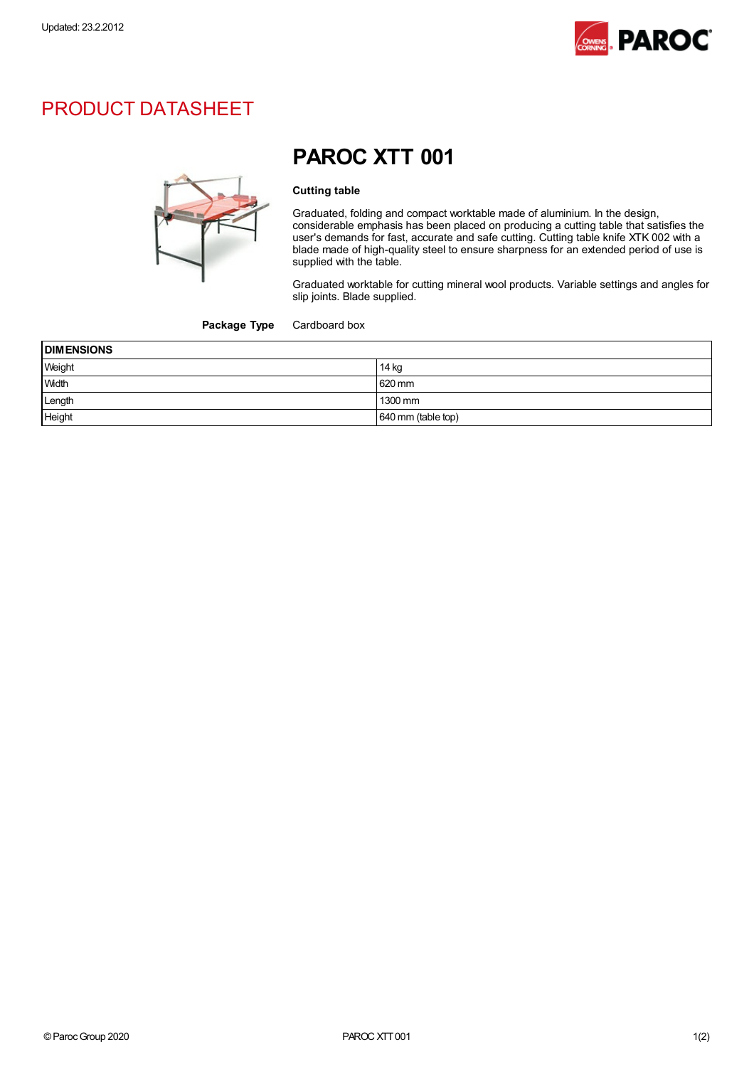Updated: 23.2.2012

# PRODUCT DATASHEET

## PAROC XTT 001

**Cutting table**

Graduated, folding and compact worktable made of aluminium. In the design, considerable emphasis has been placed on producing a cutting table that satisfies the user's demands for fast, accurate and safe cutting. Cutting table knife XTK 002 with a blade made of high-quality steel to ensure sharpness for an extended period of use is supplied with the table.

Graduated worktable for cutting mineral wool products. Variable settings and angles for slip joints. Blade supplied.

**Package Type** Cardboard box

| DIMENSIONS | |
|---|---|
| Weight | 14 kg |
| Width | 620 mm |
| Length | 1300 mm |
| Height | 640 mm (table top) |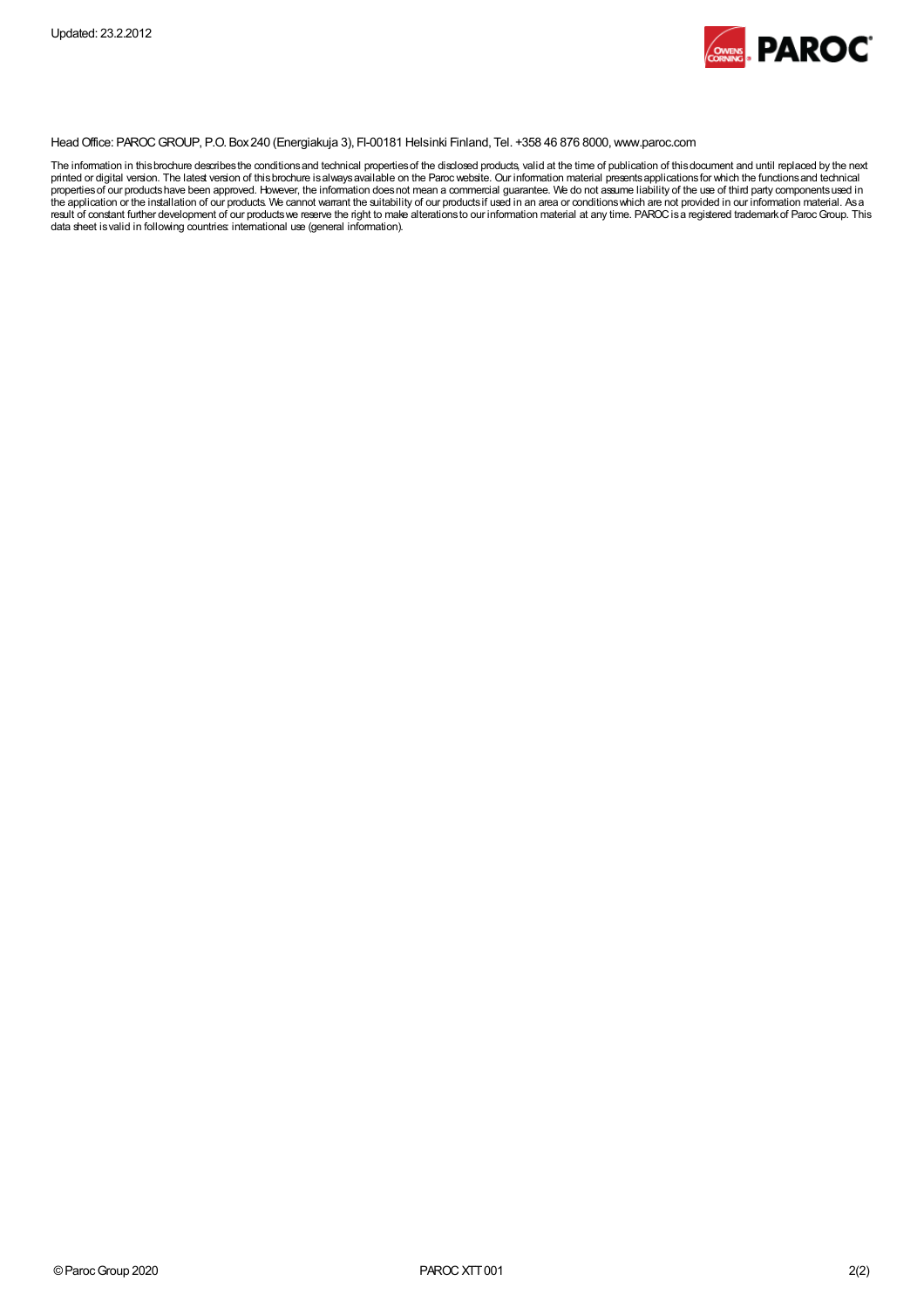Updated: 23.2.2012

Head Office: PAROC GROUP, P.O. Box 240 (Energiakuja 3), FI-00181 Helsinki Finland, Tel. +358 46 876 8000, www.paroc.com

The information in this brochure describes the conditions and technical properties of the disclosed products, valid at the time of publication of this document and until replaced by the next printed or digital version. The latest version of this brochure is always available on the Paroc website. Our information material presents applications for which the functions and technical properties of our products have been approved. However, the information does not mean a commercial guarantee. We do not assume liability of the use of third party components used in the application or the installation of our products. We cannot warrant the suitability of our products if used in an area or conditions which are not provided in our information material. As a result of constant further development of our products we reserve the right to make alterations to our information material at any time. PAROC is a registered trademark of Paroc Group. This data sheet is valid in following countries: international use (general information).